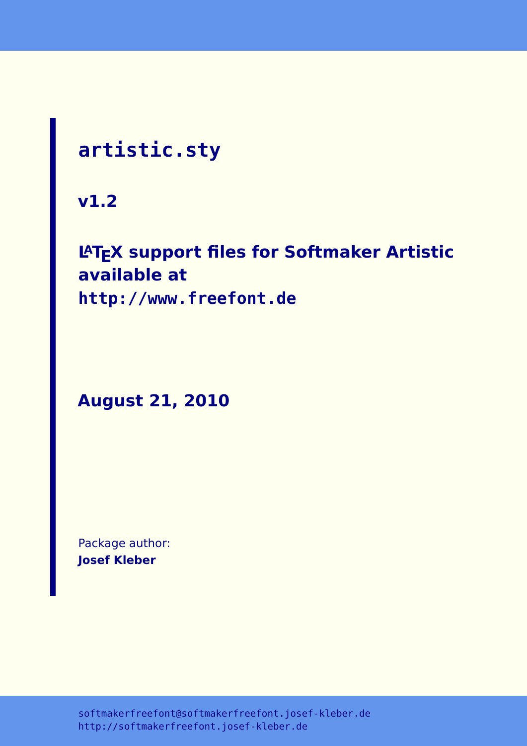# `artistic.sty`

**v1.2**

**LaTeX support files for Softmaker Artistic available at `http://www.freefont.de`**

**August 21, 2010**

Package author:
**Josef Kleber**

softmakerfreefont@softmakerfreefont.josef-kleber.de
http://softmakerfreefont.josef-kleber.de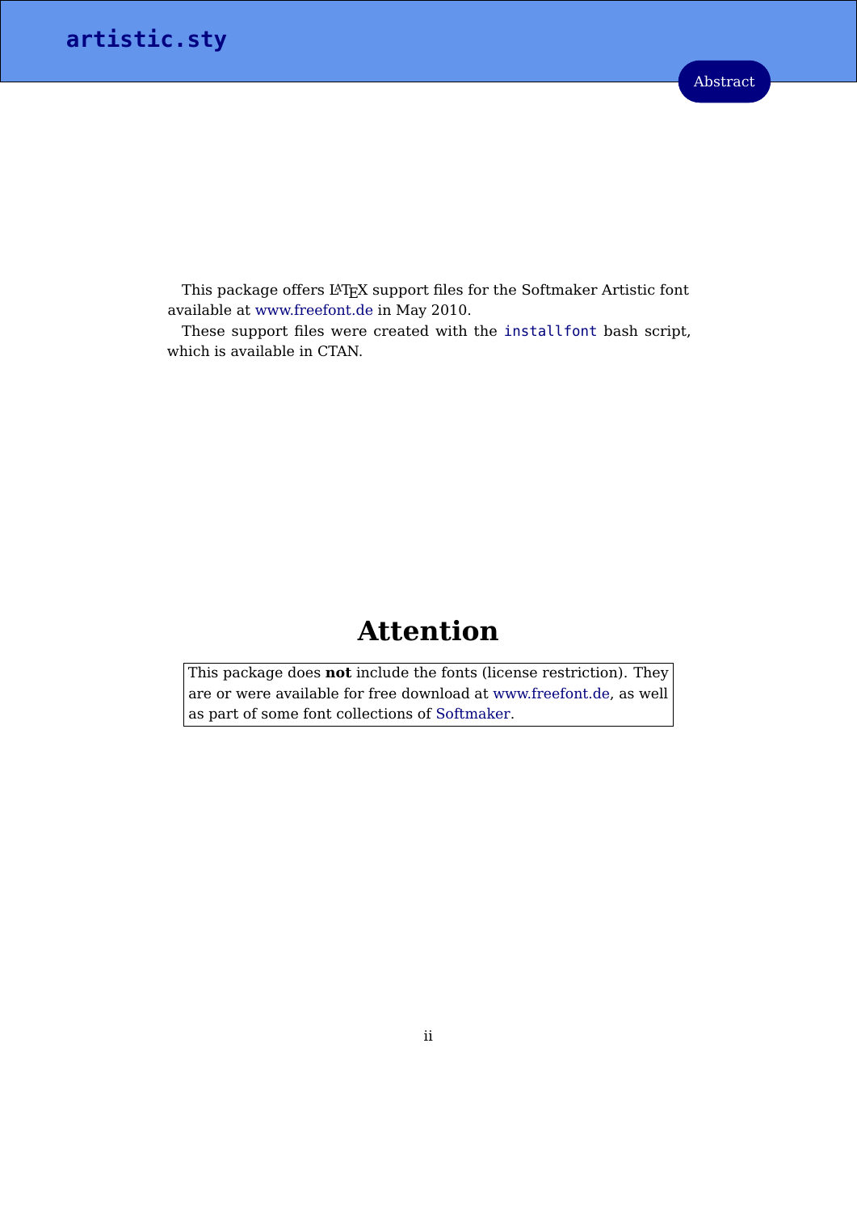## Abstract

This package offers LaTeX support files for the Softmaker Artistic font available at www.freefont.de in May 2010.

These support files were created with the `installfont` bash script, which is available in CTAN.

# Attention

This package does **not** include the fonts (license restriction). They are or were available for free download at www.freefont.de, as well as part of some font collections of Softmaker.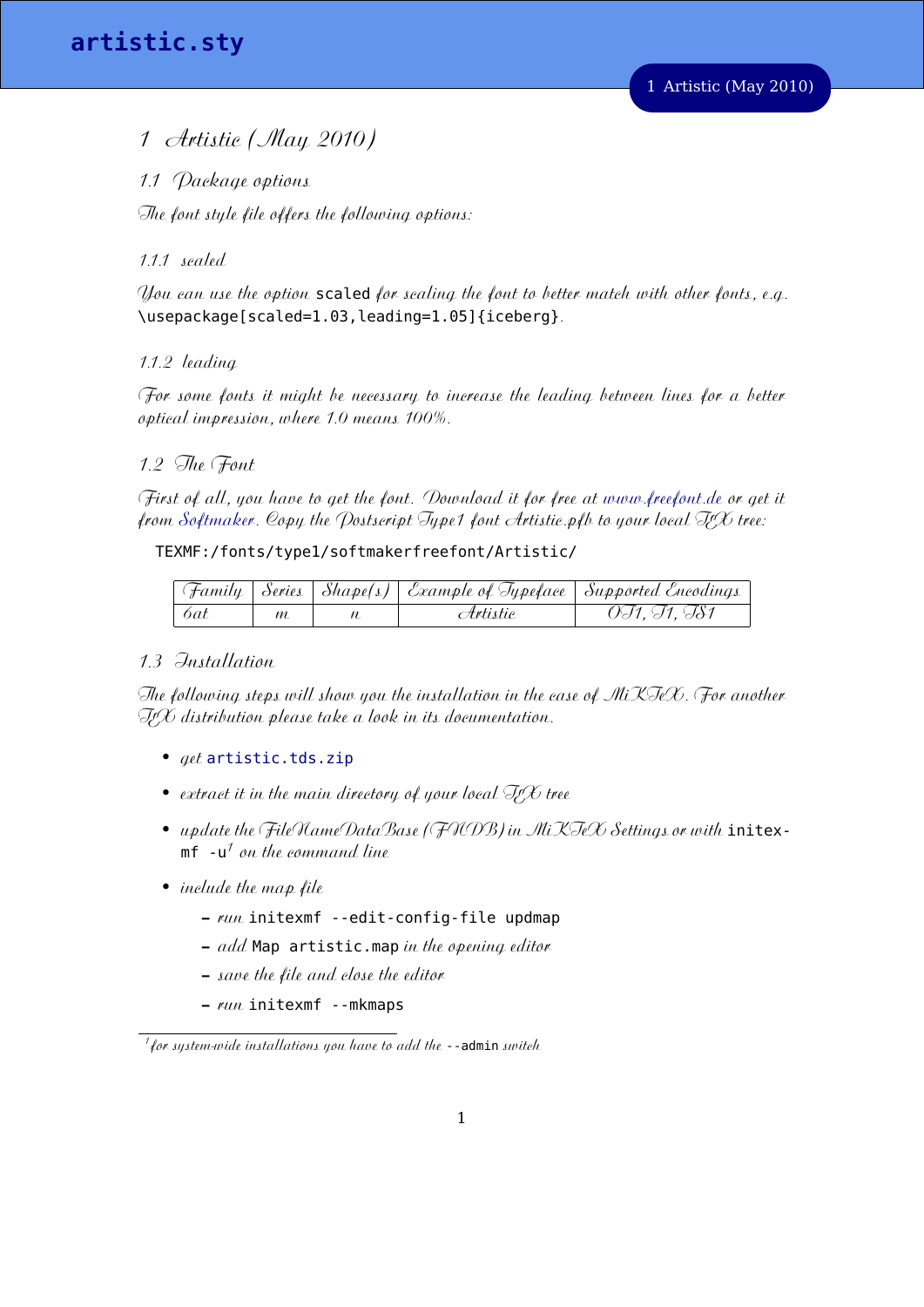# 1 Artistic (May 2010)

## 1.1 Package options

The font style file offers the following options:

### 1.1.1 scaled

You can use the option `scaled` for scaling the font to better match with other fonts, e.g. `\usepackage[scaled=1.03,leading=1.05]{iceberg}`.

### 1.1.2 leading

For some fonts it might be necessary to increase the leading between lines for a better optical impression, where 1.0 means 100%.

## 1.2 The Font

First of all, you have to get the font. Download it for free at www.freefont.de or get it from Softmaker. Copy the Postscript Type1 font Artistic.pfb to your local TeX tree:

```
TEXMF:/fonts/type1/softmakerfreefont/Artistic/
```

| Family | Series | Shape(s) | Example of Typeface | Supported Encodings |
|---|---|---|---|---|
| 6at | m | n | Artistic | OT1, T1, TS1 |

## 1.3 Installation

The following steps will show you the installation in the case of MiKTeX. For another TeX distribution please take a look in its documentation.

- get `artistic.tds.zip`
- extract it in the main directory of your local TeX tree
- update the FileNameDataBase (FNDB) in MiKTeX Settings or with `initexmf -u`[1] on the command line
- include the map file
  - run `initexmf --edit-config-file updmap`
  - add `Map artistic.map` in the opening editor
  - save the file and close the editor
  - run `initexmf --mkmaps`

[1] for system-wide installations you have to add the `--admin` switch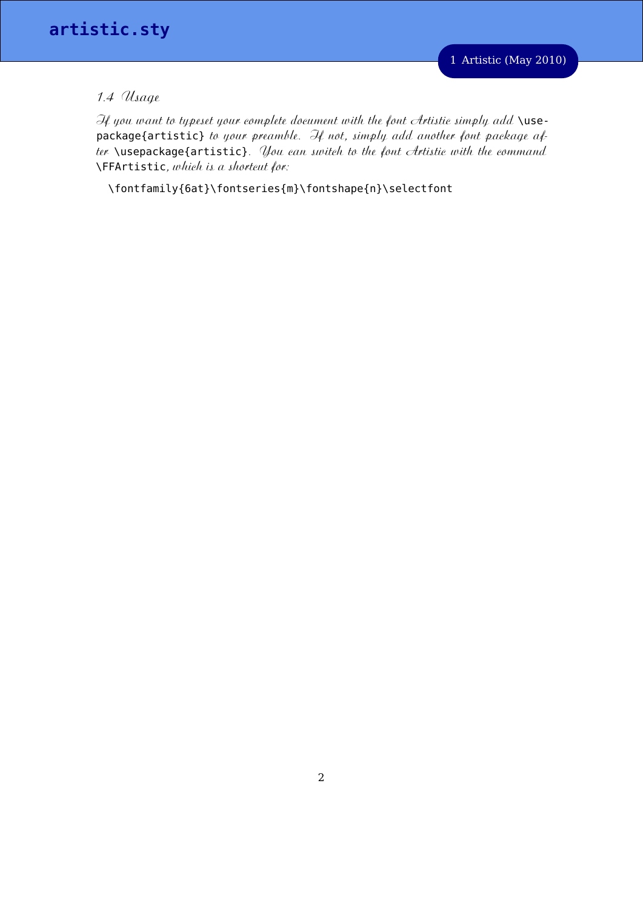### 1.4 Usage

If you want to typeset your complete document with the font Artistic simply add `\usepackage{artistic}` to your preamble. If not, simply add another font package after `\usepackage{artistic}`. You can switch to the font Artistic with the command `\FFArtistic`, which is a shortcut for:

```
\fontfamily{6at}\fontseries{m}\fontshape{n}\selectfont
```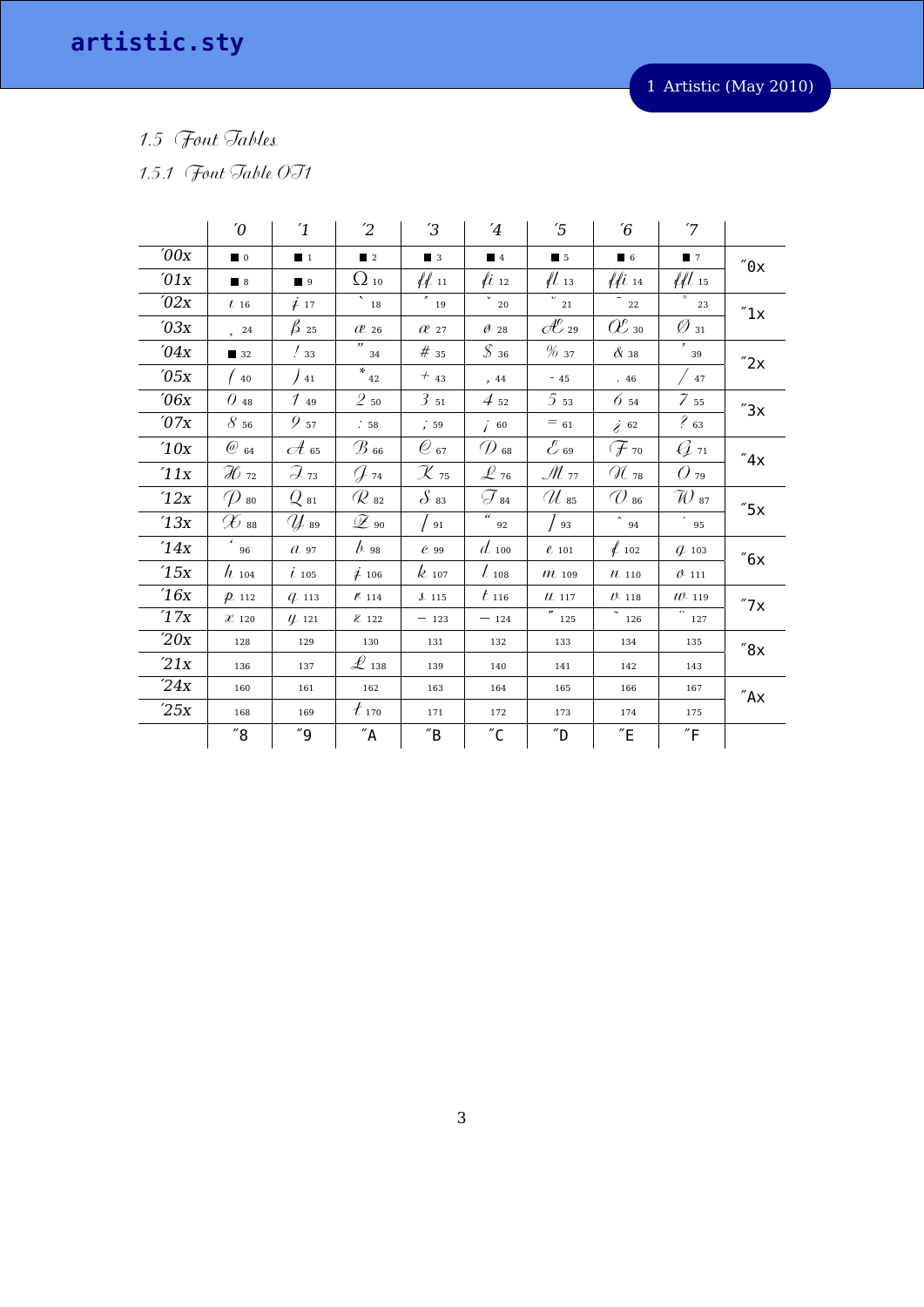### 1.5 Font Tables

#### 1.5.1 Font Table OT1

| | ´0 | ´1 | ´2 | ´3 | ´4 | ´5 | ´6 | ´7 | |
|---|---|---|---|---|---|---|---|---|---|
| ´00x | ■ 0 | ■ 1 | ■ 2 | ■ 3 | ■ 4 | ■ 5 | ■ 6 | ■ 7 | ˝0x |
| ´01x | ■ 8 | ■ 9 | Ω 10 | ff 11 | fi 12 | fl 13 | ffi 14 | ffl 15 | |
| ´02x | ı 16 | ȷ 17 | ` 18 | ´ 19 | ˇ 20 | ˘ 21 | ¯ 22 | ˚ 23 | ˝1x |
| ´03x | ¸ 24 | ß 25 | æ 26 | œ 27 | ø 28 | Æ 29 | Œ 30 | Ø 31 | |
| ´04x | ■ 32 | ! 33 | ” 34 | # 35 | $ 36 | % 37 | & 38 | ’ 39 | ˝2x |
| ´05x | ( 40 | ) 41 | * 42 | + 43 | , 44 | - 45 | . 46 | / 47 | |
| ´06x | 0 48 | 1 49 | 2 50 | 3 51 | 4 52 | 5 53 | 6 54 | 7 55 | ˝3x |
| ´07x | 8 56 | 9 57 | : 58 | ; 59 | ¡ 60 | = 61 | ¿ 62 | ? 63 | |
| ´10x | @ 64 | A 65 | B 66 | C 67 | D 68 | E 69 | F 70 | G 71 | ˝4x |
| ´11x | H 72 | I 73 | J 74 | K 75 | L 76 | M 77 | N 78 | O 79 | |
| ´12x | P 80 | Q 81 | R 82 | S 83 | T 84 | U 85 | V 86 | W 87 | ˝5x |
| ´13x | X 88 | Y 89 | Z 90 | [ 91 | “ 92 | ] 93 | ˆ 94 | ˙ 95 | |
| ´14x | ‘ 96 | a 97 | b 98 | c 99 | d 100 | e 101 | f 102 | g 103 | ˝6x |
| ´15x | h 104 | i 105 | j 106 | k 107 | l 108 | m 109 | n 110 | o 111 | |
| ´16x | p 112 | q 113 | r 114 | s 115 | t 116 | u 117 | v 118 | w 119 | ˝7x |
| ´17x | x 120 | y 121 | z 122 | – 123 | — 124 | ˝ 125 | ˜ 126 | ¨ 127 | |
| ´20x | 128 | 129 | 130 | 131 | 132 | 133 | 134 | 135 | ˝8x |
| ´21x | 136 | 137 | Ł 138 | 139 | 140 | 141 | 142 | 143 | |
| ´24x | 160 | 161 | 162 | 163 | 164 | 165 | 166 | 167 | ˝Ax |
| ´25x | 168 | 169 | ł 170 | 171 | 172 | 173 | 174 | 175 | |
| | ˝8 | ˝9 | ˝A | ˝B | ˝C | ˝D | ˝E | ˝F | |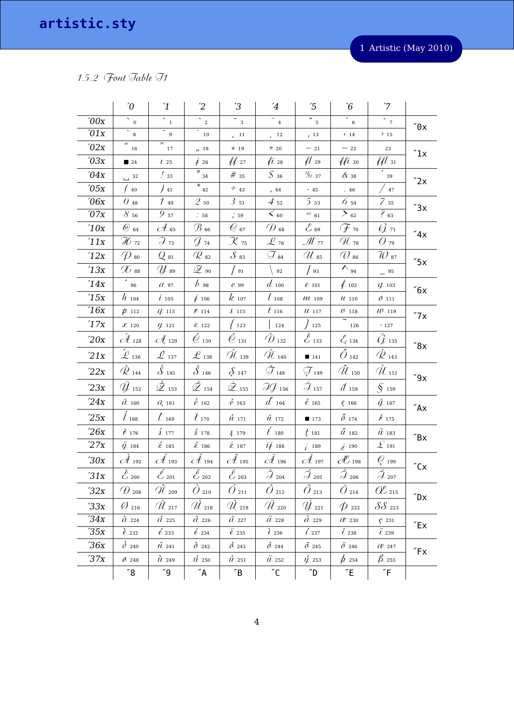### 1.5.2 Font Table T1

| | ´0 | ´1 | ´2 | ´3 | ´4 | ´5 | ´6 | ´7 | |
|---|---|---|---|---|---|---|---|---|---|
| ´00x | ` 0 | ´ 1 | ˆ 2 | ˜ 3 | ¨ 4 | ˝ 5 | ˚ 6 | ˇ 7 | ˝0x |
| ´01x | ˘ 8 | ¯ 9 | ˙ 10 | ¸ 11 | ˛ 12 | ‚ 13 | ‹ 14 | › 15 | |
| ´02x | “ 16 | ” 17 | „ 18 | « 19 | » 20 | – 21 | — 22 | 23 | ˝1x |
| ´03x | ■ 24 | ı 25 | ȷ 26 | ff 27 | fi 28 | fl 29 | ffi 30 | ffl 31 | |
| ´04x | ␣ 32 | ! 33 | " 34 | # 35 | $ 36 | % 37 | & 38 | ’ 39 | ˝2x |
| ´05x | ( 40 | ) 41 | * 42 | + 43 | , 44 | - 45 | . 46 | / 47 | |
| ´06x | 0 48 | 1 49 | 2 50 | 3 51 | 4 52 | 5 53 | 6 54 | 7 55 | ˝3x |
| ´07x | 8 56 | 9 57 | : 58 | ; 59 | < 60 | = 61 | > 62 | ? 63 | |
| ´10x | @ 64 | A 65 | B 66 | C 67 | D 68 | E 69 | F 70 | G 71 | ˝4x |
| ´11x | H 72 | I 73 | J 74 | K 75 | L 76 | M 77 | N 78 | O 79 | |
| ´12x | P 80 | Q 81 | R 82 | S 83 | T 84 | U 85 | V 86 | W 87 | ˝5x |
| ´13x | X 88 | Y 89 | Z 90 | [ 91 | \ 92 | ] 93 | ^ 94 | _ 95 | |
| ´14x | ‘ 96 | a 97 | b 98 | c 99 | d 100 | e 101 | f 102 | g 103 | ˝6x |
| ´15x | h 104 | i 105 | j 106 | k 107 | l 108 | m 109 | n 110 | o 111 | |
| ´16x | p 112 | q 113 | r 114 | s 115 | t 116 | u 117 | v 118 | w 119 | ˝7x |
| ´17x | x 120 | y 121 | z 122 | { 123 | \| 124 | } 125 | ~ 126 | - 127 | |
| ´20x | Ă 128 | Ą 129 | Ć 130 | Č 131 | Ď 132 | Ě 133 | Ę 134 | Ğ 135 | ˝8x |
| ´21x | Ĺ 136 | Ľ 137 | Ł 138 | Ń 139 | Ň 140 | ■ 141 | Ő 142 | Ŕ 143 | |
| ´22x | Ř 144 | Ś 145 | Š 146 | Ş 147 | Ť 148 | Ţ 149 | Ű 150 | Ů 151 | ˝9x |
| ´23x | Ÿ 152 | Ź 153 | Ž 154 | Ż 155 | IJ 156 | İ 157 | đ 158 | § 159 | |
| ´24x | ă 160 | ą 161 | ć 162 | č 163 | ď 164 | ě 165 | ę 166 | ğ 167 | ˝Ax |
| ´25x | ĺ 168 | ľ 169 | ł 170 | ń 171 | ň 172 | ■ 173 | ő 174 | ŕ 175 | |
| ´26x | ř 176 | ś 177 | š 178 | ş 179 | ť 180 | ţ 181 | ű 182 | ů 183 | ˝Bx |
| ´27x | ÿ 184 | ź 185 | ž 186 | ż 187 | ij 188 | ¡ 189 | ¿ 190 | £ 191 | |
| ´30x | À 192 | Á 193 | Â 194 | Ã 195 | Ä 196 | Å 197 | Æ 198 | Ç 199 | ˝Cx |
| ´31x | È 200 | É 201 | Ê 202 | Ë 203 | Ì 204 | Í 205 | Î 206 | Ï 207 | |
| ´32x | Ð 208 | Ñ 209 | Ò 210 | Ó 211 | Ô 212 | Õ 213 | Ö 214 | Œ 215 | ˝Dx |
| ´33x | Ø 216 | Ù 217 | Ú 218 | Û 219 | Ü 220 | Ý 221 | Þ 222 | SS 223 | |
| ´34x | à 224 | á 225 | â 226 | ã 227 | ä 228 | å 229 | æ 230 | ç 231 | ˝Ex |
| ´35x | è 232 | é 233 | ê 234 | ë 235 | ì 236 | í 237 | î 238 | ï 239 | |
| ´36x | ð 240 | ñ 241 | ò 242 | ó 243 | ô 244 | õ 245 | ö 246 | œ 247 | ˝Fx |
| ´37x | ø 248 | ù 249 | ú 250 | û 251 | ü 252 | ý 253 | þ 254 | ß 255 | |
| | ˝8 | ˝9 | ˝A | ˝B | ˝C | ˝D | ˝E | ˝F | |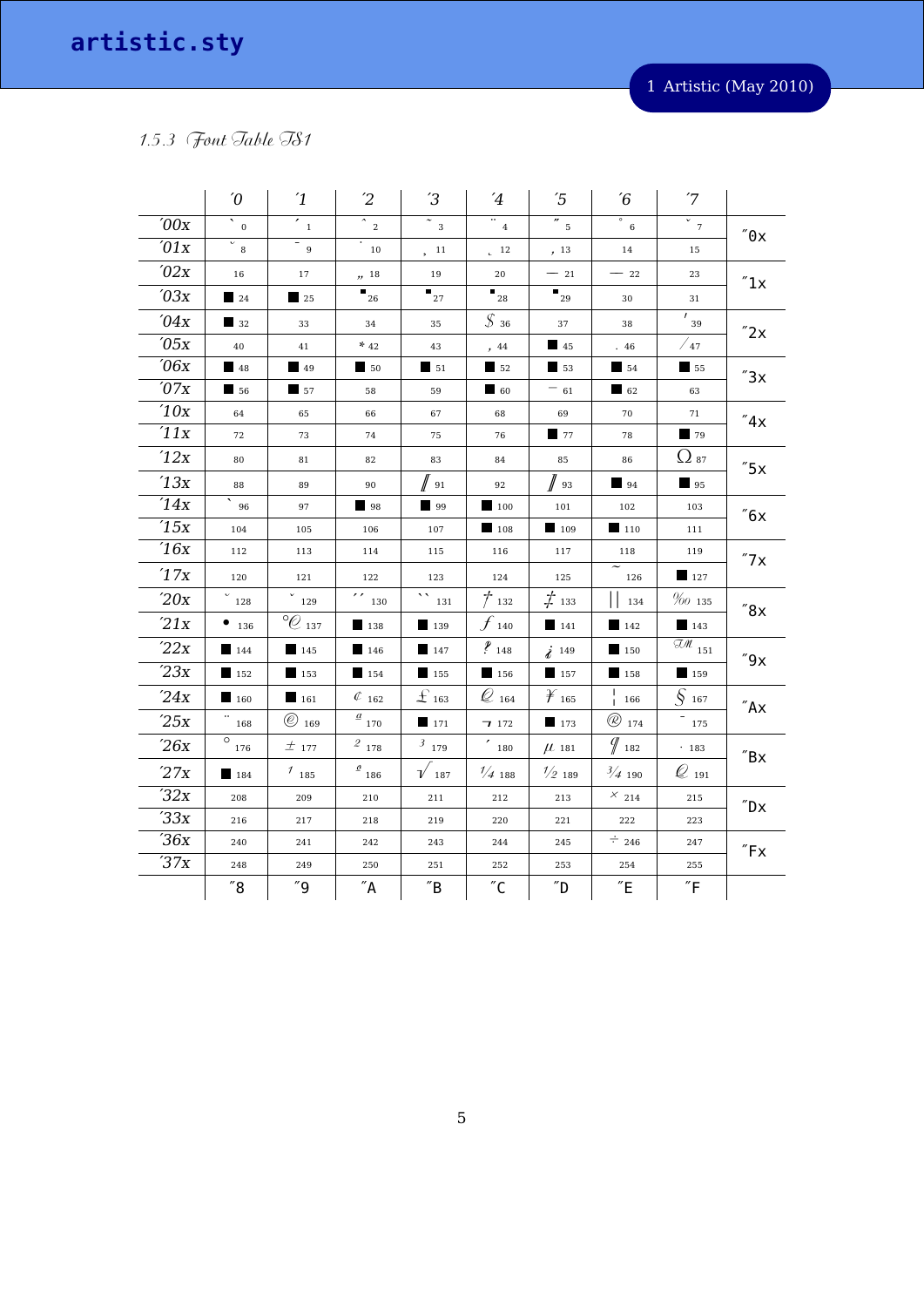### 1.5.3 Font Table TS1

| | ´0 | ´1 | ´2 | ´3 | ´4 | ´5 | ´6 | ´7 | |
|---|---|---|---|---|---|---|---|---|---|
| ´00x | ` 0 | ´ 1 | ˆ 2 | ˜ 3 | ¨ 4 | ˝ 5 | ˚ 6 | ˇ 7 | ˝0x |
| ´01x | ˘ 8 | ¯ 9 | ˙ 10 | ¸ 11 | ˛ 12 | ‚ 13 | 14 | 15 | |
| ´02x | 16 | 17 | „ 18 | 19 | 20 | — 21 | — 22 | 23 | ˝1x |
| ´03x | ■ 24 | ■ 25 | ■ 26 | ■ 27 | ■ 28 | ■ 29 | 30 | 31 | |
| ´04x | ■ 32 | 33 | 34 | 35 | $ 36 | 37 | 38 | ' 39 | ˝2x |
| ´05x | 40 | 41 | * 42 | 43 | , 44 | ■ 45 | . 46 | ⁄ 47 | |
| ´06x | ■ 48 | ■ 49 | ■ 50 | ■ 51 | ■ 52 | ■ 53 | ■ 54 | ■ 55 | ˝3x |
| ´07x | ■ 56 | ■ 57 | 58 | 59 | ■ 60 | − 61 | ■ 62 | 63 | |
| ´10x | 64 | 65 | 66 | 67 | 68 | 69 | 70 | 71 | ˝4x |
| ´11x | 72 | 73 | 74 | 75 | 76 | ■ 77 | 78 | ■ 79 | |
| ´12x | 80 | 81 | 82 | 83 | 84 | 85 | 86 | Ω 87 | ˝5x |
| ´13x | 88 | 89 | 90 | ⟦ 91 | 92 | ⟧ 93 | ■ 94 | ■ 95 | |
| ´14x | ` 96 | 97 | ■ 98 | ■ 99 | ■ 100 | 101 | 102 | 103 | ˝6x |
| ´15x | 104 | 105 | 106 | 107 | ■ 108 | ■ 109 | ■ 110 | 111 | |
| ´16x | 112 | 113 | 114 | 115 | 116 | 117 | 118 | 119 | ˝7x |
| ´17x | 120 | 121 | 122 | 123 | 124 | 125 | ~ 126 | ■ 127 | |
| ´20x | ˘ 128 | ˇ 129 | ˝ 130 | ̏ 131 | † 132 | ‡ 133 | ‖ 134 | ‰ 135 | ˝8x |
| ´21x | • 136 | ℃ 137 | ■ 138 | ■ 139 | ƒ 140 | ■ 141 | ■ 142 | ■ 143 | |
| ´22x | ■ 144 | ■ 145 | ■ 146 | ■ 147 | ⁒ 148 | ¿ 149 | ■ 150 | ™ 151 | ˝9x |
| ´23x | ■ 152 | ■ 153 | ■ 154 | ■ 155 | ■ 156 | ■ 157 | ■ 158 | ■ 159 | |
| ´24x | ■ 160 | ■ 161 | ¢ 162 | £ 163 | ¤ 164 | ¥ 165 | ¦ 166 | § 167 | ˝Ax |
| ´25x | ¨ 168 | © 169 | ª 170 | ■ 171 | ¬ 172 | ■ 173 | ® 174 | ¯ 175 | |
| ´26x | ° 176 | ± 177 | ² 178 | ³ 179 | ´ 180 | µ 181 | ¶ 182 | · 183 | ˝Bx |
| ´27x | ■ 184 | ¹ 185 | º 186 | √ 187 | ¼ 188 | ½ 189 | ¾ 190 | € 191 | |
| ´32x | 208 | 209 | 210 | 211 | 212 | 213 | × 214 | 215 | ˝Dx |
| ´33x | 216 | 217 | 218 | 219 | 220 | 221 | 222 | 223 | |
| ´36x | 240 | 241 | 242 | 243 | 244 | 245 | ÷ 246 | 247 | ˝Fx |
| ´37x | 248 | 249 | 250 | 251 | 252 | 253 | 254 | 255 | |
| | ˝8 | ˝9 | ˝A | ˝B | ˝C | ˝D | ˝E | ˝F | |